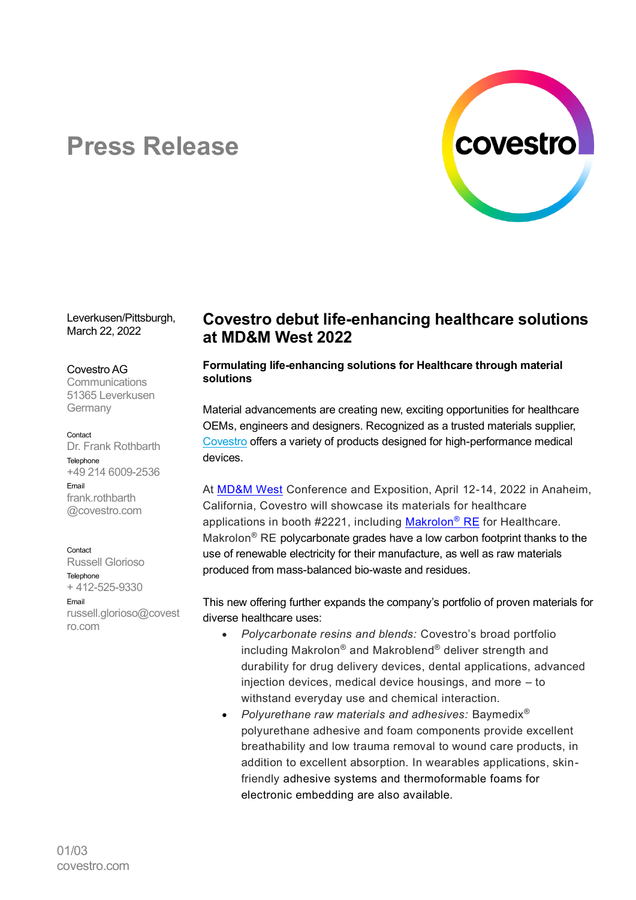# Press Release

Leverkusen/Pittsburgh,
March 22, 2022

Covestro AG
Communications
51365 Leverkusen
Germany

Contact
Dr. Frank Rothbarth
Telephone
+49 214 6009-2536
Email
frank.rothbarth@covestro.com

Contact
Russell Glorioso
Telephone
+ 412-525-9330
Email
russell.glorioso@covestro.com

## Covestro debut life-enhancing healthcare solutions at MD&M West 2022

### Formulating life-enhancing solutions for Healthcare through material solutions

Material advancements are creating new, exciting opportunities for healthcare OEMs, engineers and designers. Recognized as a trusted materials supplier, Covestro offers a variety of products designed for high-performance medical devices.

At MD&M West Conference and Exposition, April 12-14, 2022 in Anaheim, California, Covestro will showcase its materials for healthcare applications in booth #2221, including Makrolon® RE for Healthcare. Makrolon® RE polycarbonate grades have a low carbon footprint thanks to the use of renewable electricity for their manufacture, as well as raw materials produced from mass-balanced bio-waste and residues.

This new offering further expands the company's portfolio of proven materials for diverse healthcare uses:

- *Polycarbonate resins and blends:* Covestro's broad portfolio including Makrolon® and Makroblend® deliver strength and durability for drug delivery devices, dental applications, advanced injection devices, medical device housings, and more – to withstand everyday use and chemical interaction.
- *Polyurethane raw materials and adhesives:* Baymedix® polyurethane adhesive and foam components provide excellent breathability and low trauma removal to wound care products, in addition to excellent absorption. In wearables applications, skin-friendly adhesive systems and thermoformable foams for electronic embedding are also available.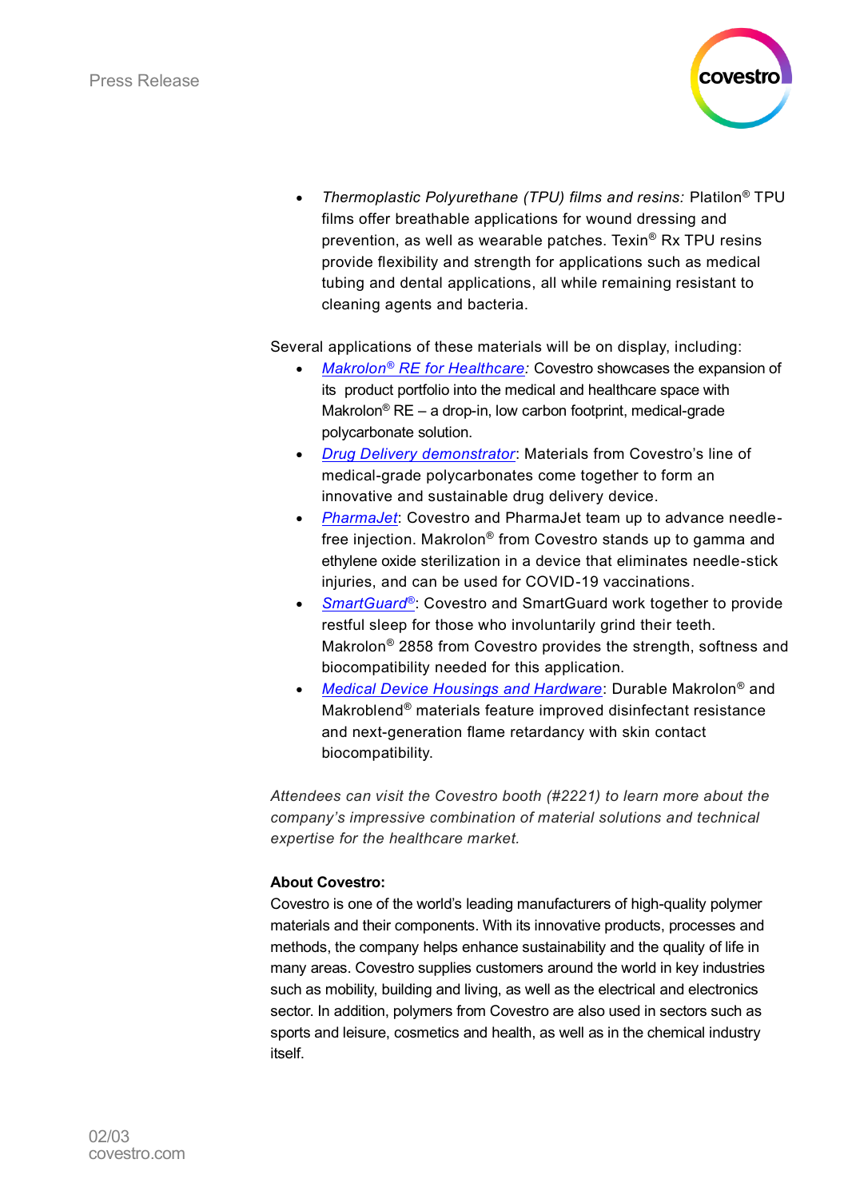- *Thermoplastic Polyurethane (TPU) films and resins:* Platilon® TPU films offer breathable applications for wound dressing and prevention, as well as wearable patches. Texin® Rx TPU resins provide flexibility and strength for applications such as medical tubing and dental applications, all while remaining resistant to cleaning agents and bacteria.

Several applications of these materials will be on display, including:

- *Makrolon® RE for Healthcare:* Covestro showcases the expansion of its product portfolio into the medical and healthcare space with Makrolon® RE – a drop-in, low carbon footprint, medical-grade polycarbonate solution.
- *Drug Delivery demonstrator*: Materials from Covestro's line of medical-grade polycarbonates come together to form an innovative and sustainable drug delivery device.
- *PharmaJet*: Covestro and PharmaJet team up to advance needle-free injection. Makrolon® from Covestro stands up to gamma and ethylene oxide sterilization in a device that eliminates needle-stick injuries, and can be used for COVID-19 vaccinations.
- *SmartGuard®*: Covestro and SmartGuard work together to provide restful sleep for those who involuntarily grind their teeth. Makrolon® 2858 from Covestro provides the strength, softness and biocompatibility needed for this application.
- *Medical Device Housings and Hardware*: Durable Makrolon® and Makroblend® materials feature improved disinfectant resistance and next-generation flame retardancy with skin contact biocompatibility.

*Attendees can visit the Covestro booth (#2221) to learn more about the company's impressive combination of material solutions and technical expertise for the healthcare market.*

**About Covestro:**

Covestro is one of the world's leading manufacturers of high-quality polymer materials and their components. With its innovative products, processes and methods, the company helps enhance sustainability and the quality of life in many areas. Covestro supplies customers around the world in key industries such as mobility, building and living, as well as the electrical and electronics sector. In addition, polymers from Covestro are also used in sectors such as sports and leisure, cosmetics and health, as well as in the chemical industry itself.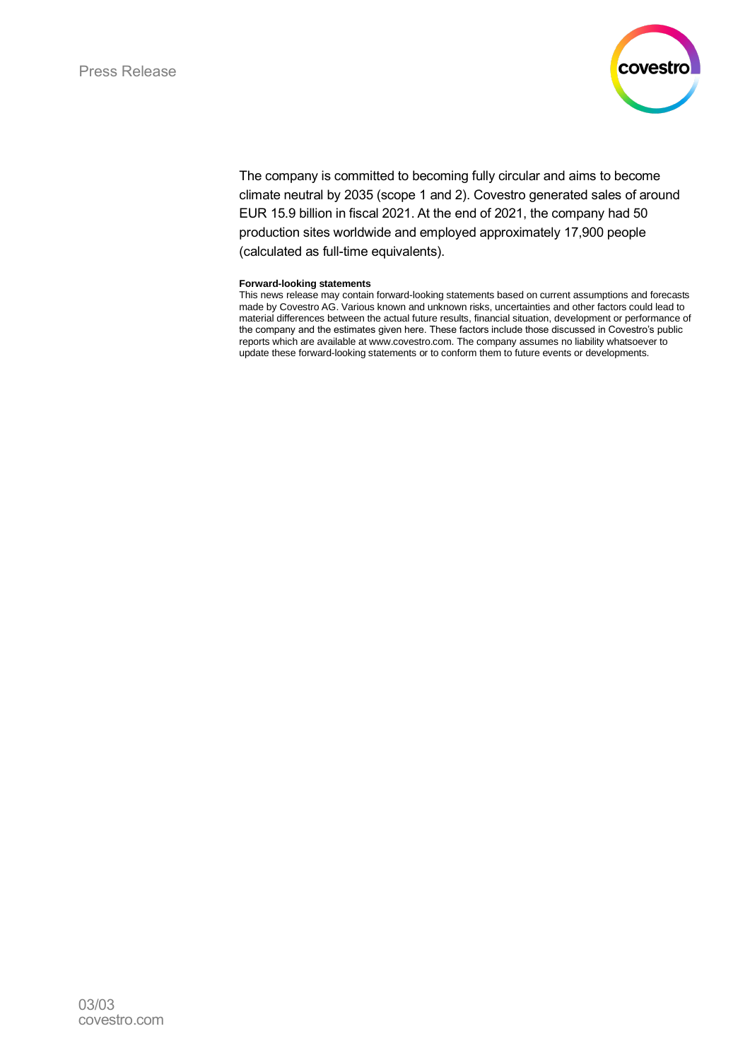The company is committed to becoming fully circular and aims to become climate neutral by 2035 (scope 1 and 2). Covestro generated sales of around EUR 15.9 billion in fiscal 2021. At the end of 2021, the company had 50 production sites worldwide and employed approximately 17,900 people (calculated as full-time equivalents).

**Forward-looking statements**
This news release may contain forward-looking statements based on current assumptions and forecasts made by Covestro AG. Various known and unknown risks, uncertainties and other factors could lead to material differences between the actual future results, financial situation, development or performance of the company and the estimates given here. These factors include those discussed in Covestro's public reports which are available at www.covestro.com. The company assumes no liability whatsoever to update these forward-looking statements or to conform them to future events or developments.